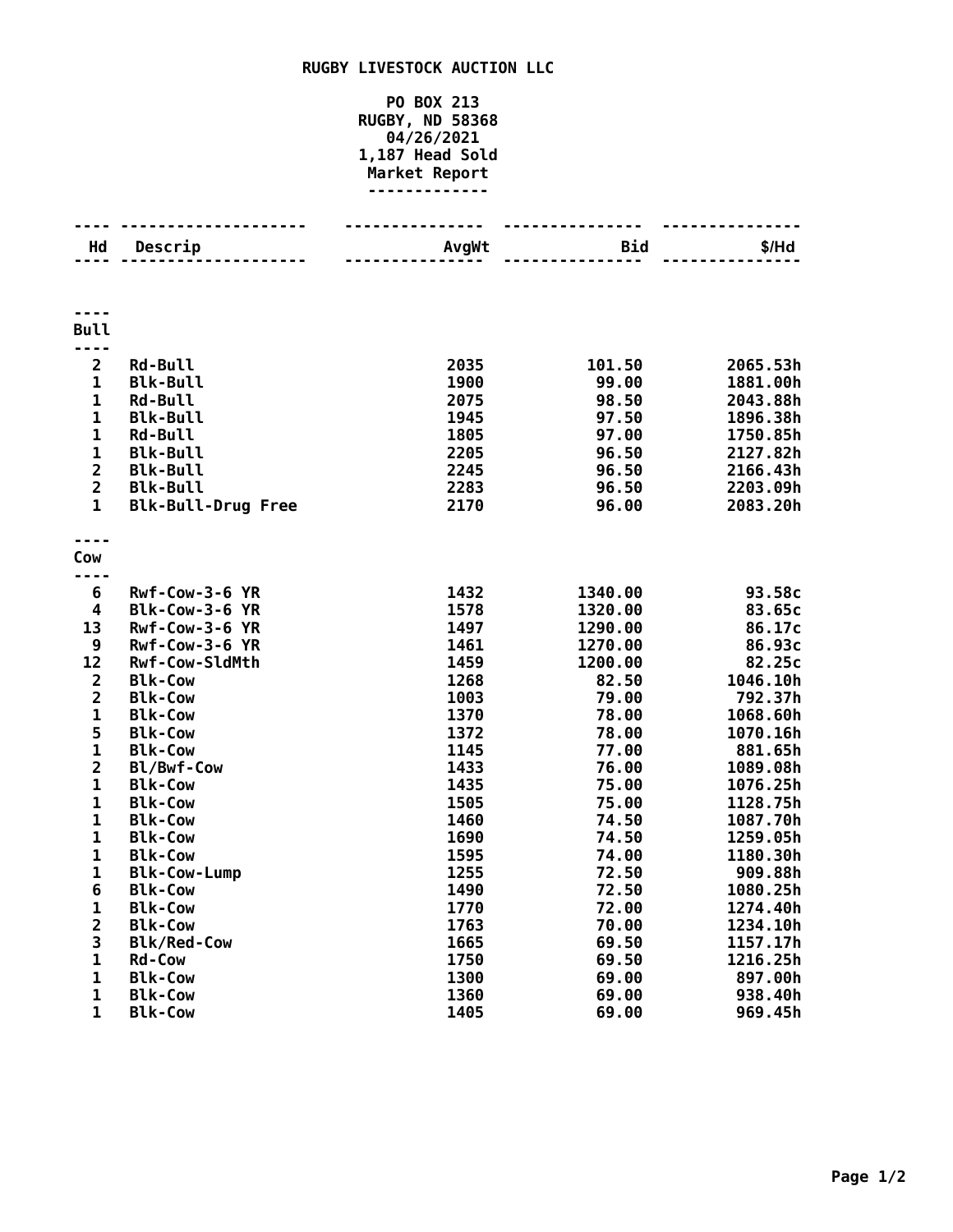# RUGBY LIVESTOCK AUCTION LLC

**PO BOX 213**
**RUGBY, ND 58368**
**04/26/2021**
**1,187 Head Sold**
**Market Report**

| Hd | Descrip | AvgWt | Bid | $/Hd |
|---|---|---|---|---|
| **Bull** | | | | |
| 2 | Rd-Bull | 2035 | 101.50 | 2065.53h |
| 1 | Blk-Bull | 1900 | 99.00 | 1881.00h |
| 1 | Rd-Bull | 2075 | 98.50 | 2043.88h |
| 1 | Blk-Bull | 1945 | 97.50 | 1896.38h |
| 1 | Rd-Bull | 1805 | 97.00 | 1750.85h |
| 1 | Blk-Bull | 2205 | 96.50 | 2127.82h |
| 2 | Blk-Bull | 2245 | 96.50 | 2166.43h |
| 2 | Blk-Bull | 2283 | 96.50 | 2203.09h |
| 1 | Blk-Bull-Drug Free | 2170 | 96.00 | 2083.20h |
| **Cow** | | | | |
| 6 | Rwf-Cow-3-6 YR | 1432 | 1340.00 | 93.58c |
| 4 | Blk-Cow-3-6 YR | 1578 | 1320.00 | 83.65c |
| 13 | Rwf-Cow-3-6 YR | 1497 | 1290.00 | 86.17c |
| 9 | Rwf-Cow-3-6 YR | 1461 | 1270.00 | 86.93c |
| 12 | Rwf-Cow-SldMth | 1459 | 1200.00 | 82.25c |
| 2 | Blk-Cow | 1268 | 82.50 | 1046.10h |
| 2 | Blk-Cow | 1003 | 79.00 | 792.37h |
| 1 | Blk-Cow | 1370 | 78.00 | 1068.60h |
| 5 | Blk-Cow | 1372 | 78.00 | 1070.16h |
| 1 | Blk-Cow | 1145 | 77.00 | 881.65h |
| 2 | Bl/Bwf-Cow | 1433 | 76.00 | 1089.08h |
| 1 | Blk-Cow | 1435 | 75.00 | 1076.25h |
| 1 | Blk-Cow | 1505 | 75.00 | 1128.75h |
| 1 | Blk-Cow | 1460 | 74.50 | 1087.70h |
| 1 | Blk-Cow | 1690 | 74.50 | 1259.05h |
| 1 | Blk-Cow | 1595 | 74.00 | 1180.30h |
| 1 | Blk-Cow-Lump | 1255 | 72.50 | 909.88h |
| 6 | Blk-Cow | 1490 | 72.50 | 1080.25h |
| 1 | Blk-Cow | 1770 | 72.00 | 1274.40h |
| 2 | Blk-Cow | 1763 | 70.00 | 1234.10h |
| 3 | Blk/Red-Cow | 1665 | 69.50 | 1157.17h |
| 1 | Rd-Cow | 1750 | 69.50 | 1216.25h |
| 1 | Blk-Cow | 1300 | 69.00 | 897.00h |
| 1 | Blk-Cow | 1360 | 69.00 | 938.40h |
| 1 | Blk-Cow | 1405 | 69.00 | 969.45h |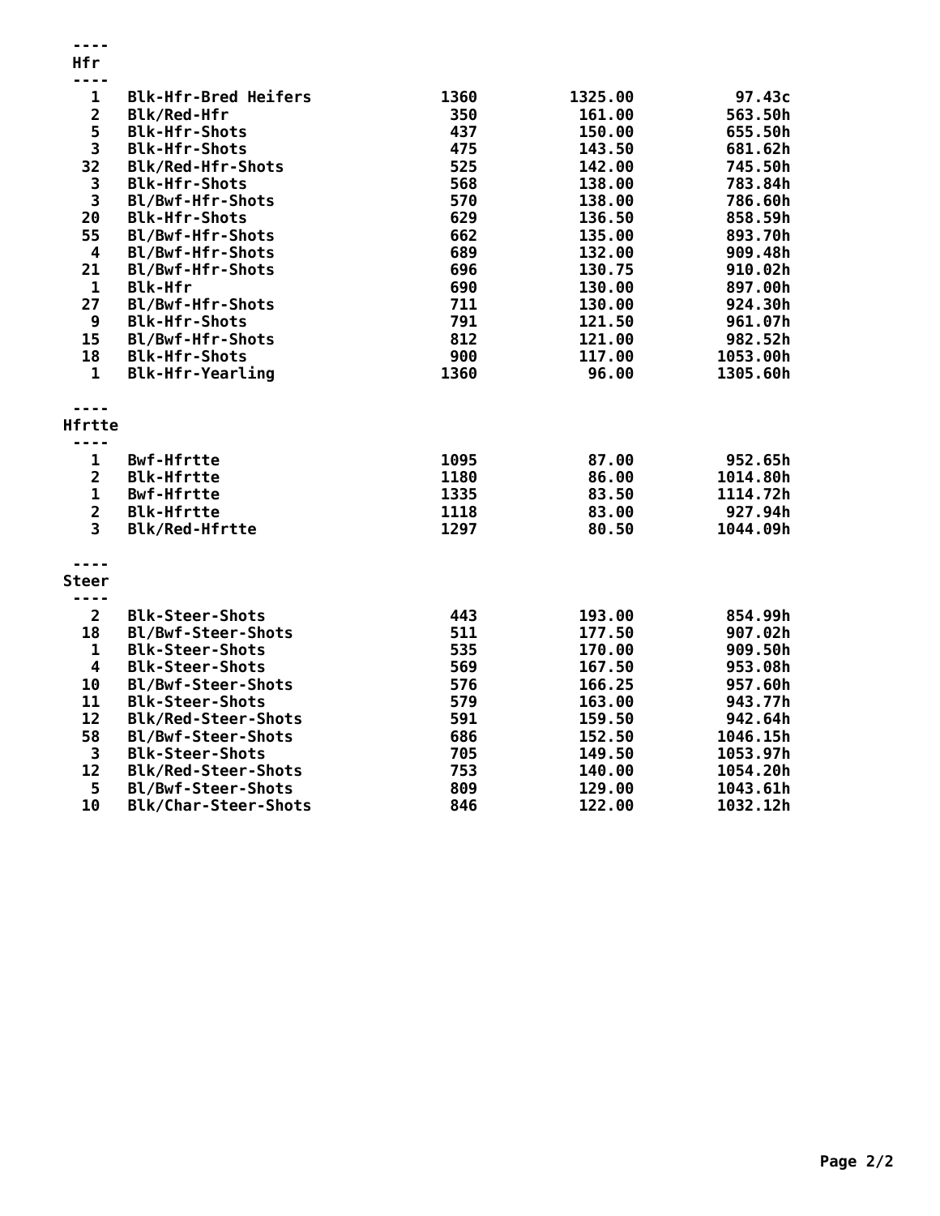----
Hfr
----

| | | | | |
|---|---|---|---|---|
| 1 | Blk-Hfr-Bred Heifers | 1360 | 1325.00 | 97.43c |
| 2 | Blk/Red-Hfr | 350 | 161.00 | 563.50h |
| 5 | Blk-Hfr-Shots | 437 | 150.00 | 655.50h |
| 3 | Blk-Hfr-Shots | 475 | 143.50 | 681.62h |
| 32 | Blk/Red-Hfr-Shots | 525 | 142.00 | 745.50h |
| 3 | Blk-Hfr-Shots | 568 | 138.00 | 783.84h |
| 3 | Bl/Bwf-Hfr-Shots | 570 | 138.00 | 786.60h |
| 20 | Blk-Hfr-Shots | 629 | 136.50 | 858.59h |
| 55 | Bl/Bwf-Hfr-Shots | 662 | 135.00 | 893.70h |
| 4 | Bl/Bwf-Hfr-Shots | 689 | 132.00 | 909.48h |
| 21 | Bl/Bwf-Hfr-Shots | 696 | 130.75 | 910.02h |
| 1 | Blk-Hfr | 690 | 130.00 | 897.00h |
| 27 | Bl/Bwf-Hfr-Shots | 711 | 130.00 | 924.30h |
| 9 | Blk-Hfr-Shots | 791 | 121.50 | 961.07h |
| 15 | Bl/Bwf-Hfr-Shots | 812 | 121.00 | 982.52h |
| 18 | Blk-Hfr-Shots | 900 | 117.00 | 1053.00h |
| 1 | Blk-Hfr-Yearling | 1360 | 96.00 | 1305.60h |

----
Hfrtte
----

| | | | | |
|---|---|---|---|---|
| 1 | Bwf-Hfrtte | 1095 | 87.00 | 952.65h |
| 2 | Blk-Hfrtte | 1180 | 86.00 | 1014.80h |
| 1 | Bwf-Hfrtte | 1335 | 83.50 | 1114.72h |
| 2 | Blk-Hfrtte | 1118 | 83.00 | 927.94h |
| 3 | Blk/Red-Hfrtte | 1297 | 80.50 | 1044.09h |

----
Steer
----

| | | | | |
|---|---|---|---|---|
| 2 | Blk-Steer-Shots | 443 | 193.00 | 854.99h |
| 18 | Bl/Bwf-Steer-Shots | 511 | 177.50 | 907.02h |
| 1 | Blk-Steer-Shots | 535 | 170.00 | 909.50h |
| 4 | Blk-Steer-Shots | 569 | 167.50 | 953.08h |
| 10 | Bl/Bwf-Steer-Shots | 576 | 166.25 | 957.60h |
| 11 | Blk-Steer-Shots | 579 | 163.00 | 943.77h |
| 12 | Blk/Red-Steer-Shots | 591 | 159.50 | 942.64h |
| 58 | Bl/Bwf-Steer-Shots | 686 | 152.50 | 1046.15h |
| 3 | Blk-Steer-Shots | 705 | 149.50 | 1053.97h |
| 12 | Blk/Red-Steer-Shots | 753 | 140.00 | 1054.20h |
| 5 | Bl/Bwf-Steer-Shots | 809 | 129.00 | 1043.61h |
| 10 | Blk/Char-Steer-Shots | 846 | 122.00 | 1032.12h |